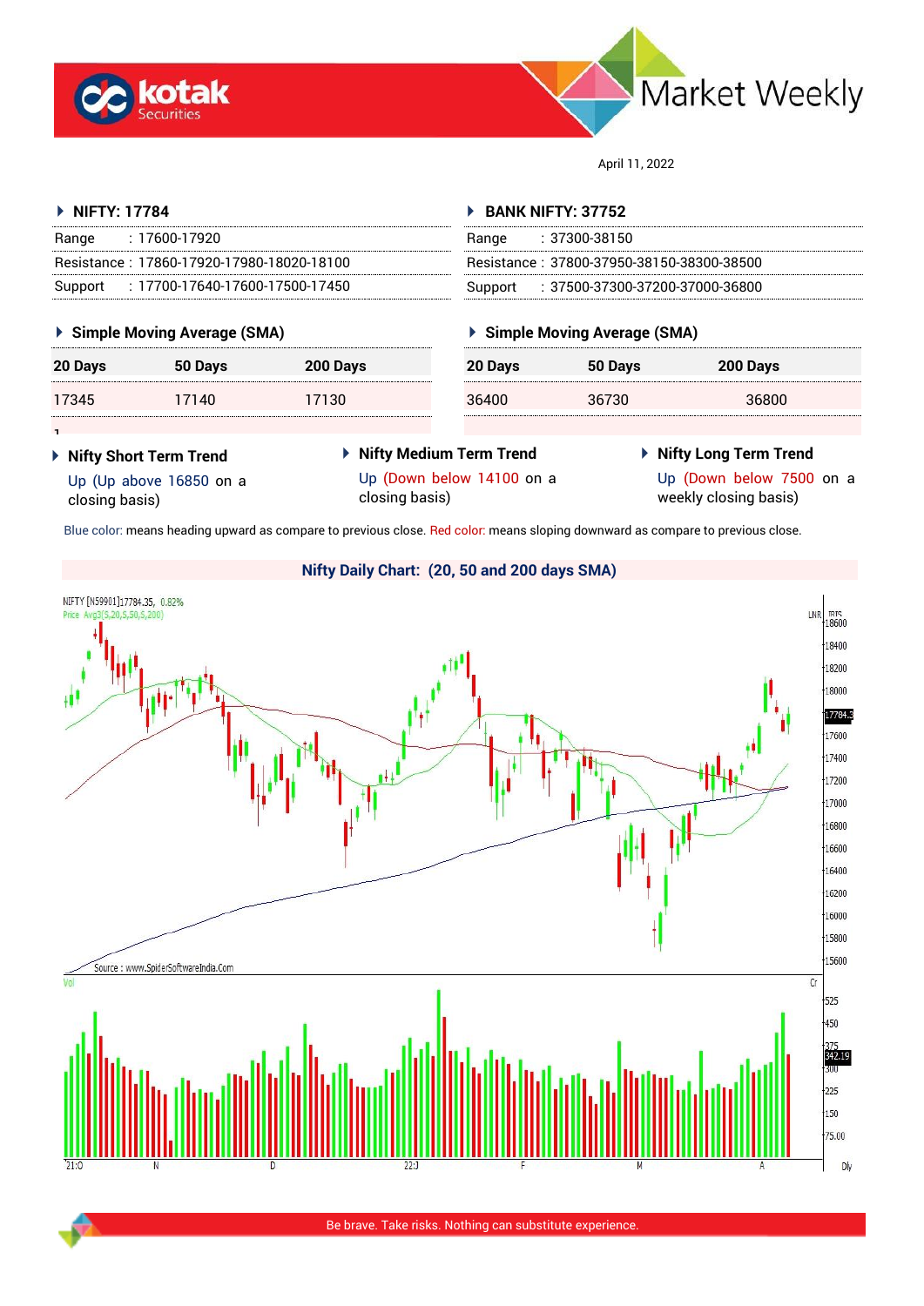# Market Weekly

April 11, 2022

## NIFTY: 17784

| | |
|---|---|
| Range | : 17600-17920 |
| Resistance | : 17860-17920-17980-18020-18100 |
| Support | : 17700-17640-17600-17500-17450 |

### Simple Moving Average (SMA)

| 20 Days | 50 Days | 200 Days |
|---|---|---|
| 17345 | 17140 | 17130 |

## BANK NIFTY: 37752

| | |
|---|---|
| Range | : 37300-38150 |
| Resistance | : 37800-37950-38150-38300-38500 |
| Support | : 37500-37300-37200-37000-36800 |

### Simple Moving Average (SMA)

| 20 Days | 50 Days | 200 Days |
|---|---|---|
| 36400 | 36730 | 36800 |

### Nifty Short Term Trend

Up (Up above 16850 on a closing basis)

### Nifty Medium Term Trend

Up (Down below 14100 on a closing basis)

### Nifty Long Term Trend

Up (Down below 7500 on a weekly closing basis)

Blue color: means heading upward as compare to previous close. Red color: means sloping downward as compare to previous close.

### Nifty Daily Chart: (20, 50 and 200 days SMA)

Be brave. Take risks. Nothing can substitute experience.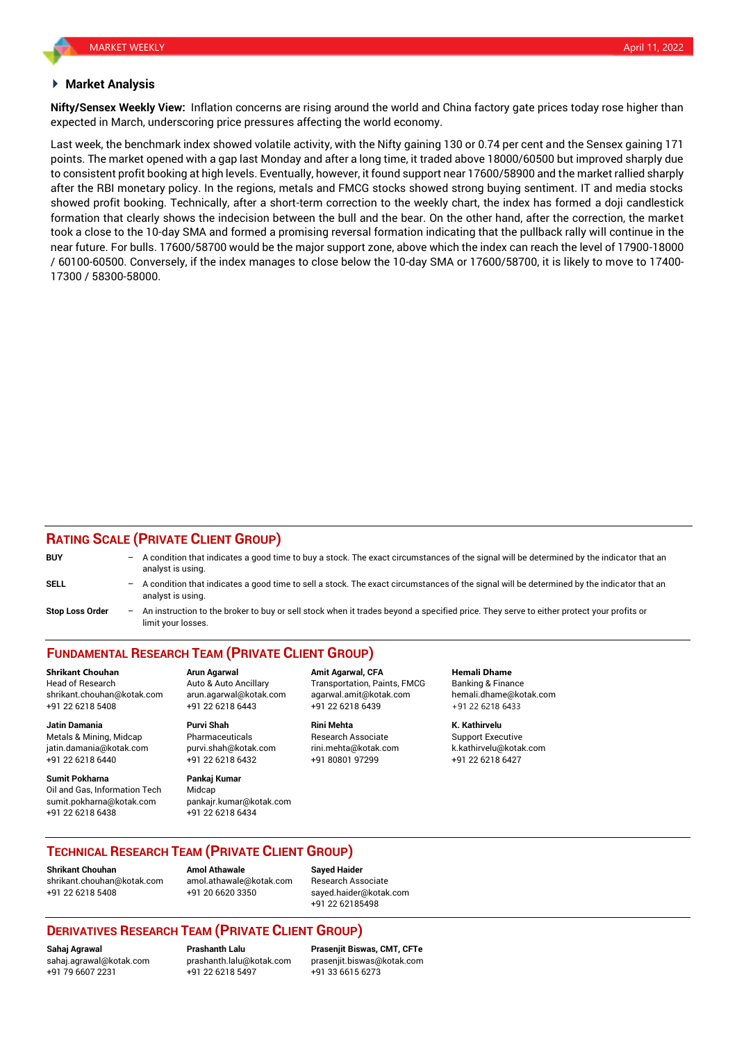## Market Analysis

**Nifty/Sensex Weekly View:** Inflation concerns are rising around the world and China factory gate prices today rose higher than expected in March, underscoring price pressures affecting the world economy.

Last week, the benchmark index showed volatile activity, with the Nifty gaining 130 or 0.74 per cent and the Sensex gaining 171 points. The market opened with a gap last Monday and after a long time, it traded above 18000/60500 but improved sharply due to consistent profit booking at high levels. Eventually, however, it found support near 17600/58900 and the market rallied sharply after the RBI monetary policy. In the regions, metals and FMCG stocks showed strong buying sentiment. IT and media stocks showed profit booking. Technically, after a short-term correction to the weekly chart, the index has formed a doji candlestick formation that clearly shows the indecision between the bull and the bear. On the other hand, after the correction, the market took a close to the 10-day SMA and formed a promising reversal formation indicating that the pullback rally will continue in the near future. For bulls. 17600/58700 would be the major support zone, above which the index can reach the level of 17900-18000 / 60100-60500. Conversely, if the index manages to close below the 10-day SMA or 17600/58700, it is likely to move to 17400-17300 / 58300-58000.

## RATING SCALE (PRIVATE CLIENT GROUP)

**BUY** – A condition that indicates a good time to buy a stock. The exact circumstances of the signal will be determined by the indicator that an analyst is using.

**SELL** – A condition that indicates a good time to sell a stock. The exact circumstances of the signal will be determined by the indicator that an analyst is using.

**Stop Loss Order** – An instruction to the broker to buy or sell stock when it trades beyond a specified price. They serve to either protect your profits or limit your losses.

## FUNDAMENTAL RESEARCH TEAM (PRIVATE CLIENT GROUP)

**Shrikant Chouhan**
Head of Research
shrikant.chouhan@kotak.com
+91 22 6218 5408

**Arun Agarwal**
Auto & Auto Ancillary
arun.agarwal@kotak.com
+91 22 6218 6443

**Amit Agarwal, CFA**
Transportation, Paints, FMCG
agarwal.amit@kotak.com
+91 22 6218 6439

**Hemali Dhame**
Banking & Finance
hemali.dhame@kotak.com
+91 22 6218 6433

**Jatin Damania**
Metals & Mining, Midcap
jatin.damania@kotak.com
+91 22 6218 6440

**Purvi Shah**
Pharmaceuticals
purvi.shah@kotak.com
+91 22 6218 6432

**Rini Mehta**
Research Associate
rini.mehta@kotak.com
+91 80801 97299

**K. Kathirvelu**
Support Executive
k.kathirvelu@kotak.com
+91 22 6218 6427

**Sumit Pokharna**
Oil and Gas, Information Tech
sumit.pokharna@kotak.com
+91 22 6218 6438

**Pankaj Kumar**
Midcap
pankajr.kumar@kotak.com
+91 22 6218 6434

## TECHNICAL RESEARCH TEAM (PRIVATE CLIENT GROUP)

**Shrikant Chouhan**
shrikant.chouhan@kotak.com
+91 22 6218 5408

**Amol Athawale**
amol.athawale@kotak.com
+91 20 6620 3350

**Sayed Haider**
Research Associate
sayed.haider@kotak.com
+91 22 62185498

## DERIVATIVES RESEARCH TEAM (PRIVATE CLIENT GROUP)

**Sahaj Agrawal**
sahaj.agrawal@kotak.com
+91 79 6607 2231

**Prashanth Lalu**
prashanth.lalu@kotak.com
+91 22 6218 5497

**Prasenjit Biswas, CMT, CFTe**
prasenjit.biswas@kotak.com
+91 33 6615 6273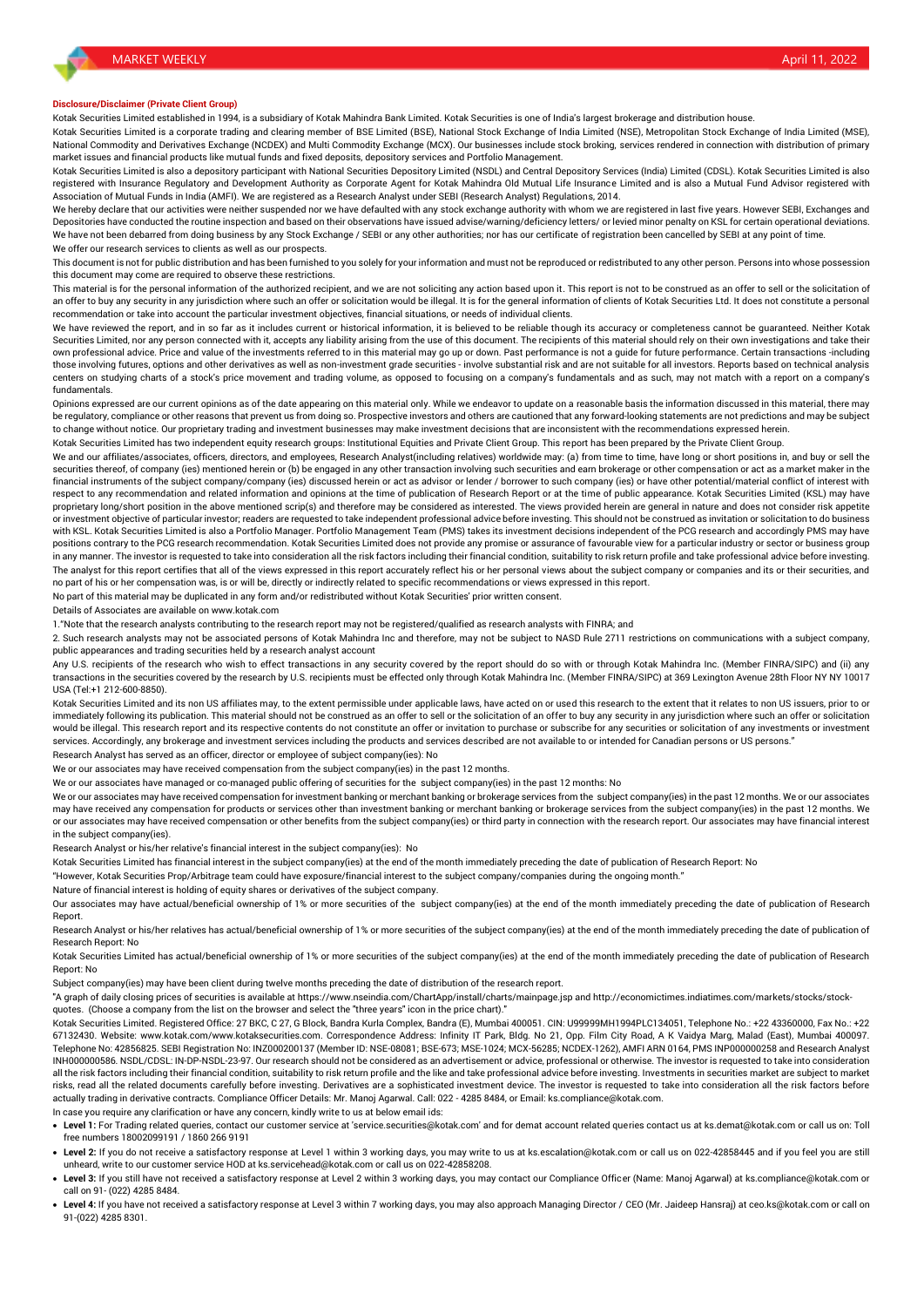**Disclosure/Disclaimer (Private Client Group)**

Kotak Securities Limited established in 1994, is a subsidiary of Kotak Mahindra Bank Limited. Kotak Securities is one of India's largest brokerage and distribution house.

Kotak Securities Limited is a corporate trading and clearing member of BSE Limited (BSE), National Stock Exchange of India Limited (NSE), Metropolitan Stock Exchange of India Limited (MSE), National Commodity and Derivatives Exchange (NCDEX) and Multi Commodity Exchange (MCX). Our businesses include stock broking, services rendered in connection with distribution of primary market issues and financial products like mutual funds and fixed deposits, depository services and Portfolio Management.

Kotak Securities Limited is also a depository participant with National Securities Depository Limited (NSDL) and Central Depository Services (India) Limited (CDSL). Kotak Securities Limited is also registered with Insurance Regulatory and Development Authority as Corporate Agent for Kotak Mahindra Old Mutual Life Insurance Limited and is also a Mutual Fund Advisor registered with Association of Mutual Funds in India (AMFI). We are registered as a Research Analyst under SEBI (Research Analyst) Regulations, 2014.

We hereby declare that our activities were neither suspended nor we have defaulted with any stock exchange authority with whom we are registered in last five years. However SEBI, Exchanges and Depositories have conducted the routine inspection and based on their observations have issued advise/warning/deficiency letters/ or levied minor penalty on KSL for certain operational deviations. We have not been debarred from doing business by any Stock Exchange / SEBI or any other authorities; nor has our certificate of registration been cancelled by SEBI at any point of time.

We offer our research services to clients as well as our prospects.

This document is not for public distribution and has been furnished to you solely for your information and must not be reproduced or redistributed to any other person. Persons into whose possession this document may come are required to observe these restrictions.

This material is for the personal information of the authorized recipient, and we are not soliciting any action based upon it. This report is not to be construed as an offer to sell or the solicitation of an offer to buy any security in any jurisdiction where such an offer or solicitation would be illegal. It is for the general information of clients of Kotak Securities Ltd. It does not constitute a personal recommendation or take into account the particular investment objectives, financial situations, or needs of individual clients.

We have reviewed the report, and in so far as it includes current or historical information, it is believed to be reliable though its accuracy or completeness cannot be guaranteed. Neither Kotak Securities Limited, nor any person connected with it, accepts any liability arising from the use of this document. The recipients of this material should rely on their own investigations and take their own professional advice. Price and value of the investments referred to in this material may go up or down. Past performance is not a guide for future performance. Certain transactions -including those involving futures, options and other derivatives as well as non-investment grade securities - involve substantial risk and are not suitable for all investors. Reports based on technical analysis centers on studying charts of a stock's price movement and trading volume, as opposed to focusing on a company's fundamentals and as such, may not match with a report on a company's fundamentals.

Opinions expressed are our current opinions as of the date appearing on this material only. While we endeavor to update on a reasonable basis the information discussed in this material, there may be regulatory, compliance or other reasons that prevent us from doing so. Prospective investors and others are cautioned that any forward-looking statements are not predictions and may be subject to change without notice. Our proprietary trading and investment businesses may make investment decisions that are inconsistent with the recommendations expressed herein.

Kotak Securities Limited has two independent equity research groups: Institutional Equities and Private Client Group. This report has been prepared by the Private Client Group.

We and our affiliates/associates, officers, directors, and employees, Research Analyst(including relatives) worldwide may: (a) from time to time, have long or short positions in, and buy or sell the securities thereof, of company (ies) mentioned herein or (b) be engaged in any other transaction involving such securities and earn brokerage or other compensation or act as a market maker in the financial instruments of the subject company/company (ies) discussed herein or act as advisor or lender / borrower to such company (ies) or have other potential/material conflict of interest with respect to any recommendation and related information and opinions at the time of publication of Research Report or at the time of public appearance. Kotak Securities Limited (KSL) may have proprietary long/short position in the above mentioned scrip(s) and therefore may be considered as interested. The views provided herein are general in nature and does not consider risk appetite or investment objective of particular investor; readers are requested to take independent professional advice before investing. This should not be construed as invitation or solicitation to do business with KSL. Kotak Securities Limited is also a Portfolio Manager. Portfolio Management Team (PMS) takes its investment decisions independent of the PCG research and accordingly PMS may have positions contrary to the PCG research recommendation. Kotak Securities Limited does not provide any promise or assurance of favourable view for a particular industry or sector or business group in any manner. The investor is requested to take into consideration all the risk factors including their financial condition, suitability to risk return profile and take professional advice before investing.

The analyst for this report certifies that all of the views expressed in this report accurately reflect his or her personal views about the subject company or companies and its or their securities, and no part of his or her compensation was, is or will be, directly or indirectly related to specific recommendations or views expressed in this report.

No part of this material may be duplicated in any form and/or redistributed without Kotak Securities' prior written consent.

Details of Associates are available on www.kotak.com

1."Note that the research analysts contributing to the research report may not be registered/qualified as research analysts with FINRA; and

2. Such research analysts may not be associated persons of Kotak Mahindra Inc and therefore, may not be subject to NASD Rule 2711 restrictions on communications with a subject company, public appearances and trading securities held by a research analyst account

Any U.S. recipients of the research who wish to effect transactions in any security covered by the report should do so with or through Kotak Mahindra Inc. (Member FINRA/SIPC) and (ii) any transactions in the securities covered by the research by U.S. recipients must be effected only through Kotak Mahindra Inc. (Member FINRA/SIPC) at 369 Lexington Avenue 28th Floor NY NY 10017 USA (Tel:+1 212-600-8850).

Kotak Securities Limited and its non US affiliates may, to the extent permissible under applicable laws, have acted on or used this research to the extent that it relates to non US issuers, prior to or immediately following its publication. This material should not be construed as an offer to sell or the solicitation of an offer to buy any security in any jurisdiction where such an offer or solicitation would be illegal. This research report and its respective contents do not constitute an offer or invitation to purchase or subscribe for any securities or solicitation of any investments or investment services. Accordingly, any brokerage and investment services including the products and services described are not available to or intended for Canadian persons or US persons."

Research Analyst has served as an officer, director or employee of subject company(ies): No

We or our associates may have received compensation from the subject company(ies) in the past 12 months.

We or our associates have managed or co-managed public offering of securities for the subject company(ies) in the past 12 months: No

We or our associates may have received compensation for investment banking or merchant banking or brokerage services from the subject company(ies) in the past 12 months. We or our associates may have received any compensation for products or services other than investment banking or merchant banking or brokerage services from the subject company(ies) in the past 12 months. We or our associates may have received compensation or other benefits from the subject company(ies) or third party in connection with the research report. Our associates may have financial interest in the subject company(ies).

Research Analyst or his/her relative's financial interest in the subject company(ies): No

Kotak Securities Limited has financial interest in the subject company(ies) at the end of the month immediately preceding the date of publication of Research Report: No

"However, Kotak Securities Prop/Arbitrage team could have exposure/financial interest to the subject company/companies during the ongoing month."

Nature of financial interest is holding of equity shares or derivatives of the subject company.

Our associates may have actual/beneficial ownership of 1% or more securities of the subject company(ies) at the end of the month immediately preceding the date of publication of Research Report.

Research Analyst or his/her relatives has actual/beneficial ownership of 1% or more securities of the subject company(ies) at the end of the month immediately preceding the date of publication of Research Report: No

Kotak Securities Limited has actual/beneficial ownership of 1% or more securities of the subject company(ies) at the end of the month immediately preceding the date of publication of Research Report: No

Subject company(ies) may have been client during twelve months preceding the date of distribution of the research report.

"A graph of daily closing prices of securities is available at https://www.nseindia.com/ChartApp/install/charts/mainpage.jsp and http://economictimes.indiatimes.com/markets/stocks/stock-quotes. (Choose a company from the list on the browser and select the "three years" icon in the price chart)."

Kotak Securities Limited. Registered Office: 27 BKC, C 27, G Block, Bandra Kurla Complex, Bandra (E), Mumbai 400051. CIN: U99999MH1994PLC134051, Telephone No.: +22 43360000, Fax No.: +22 67132430. Website: www.kotak.com/www.kotaksecurities.com. Correspondence Address: Infinity IT Park, Bldg. No 21, Opp. Film City Road, A K Vaidya Marg, Malad (East), Mumbai 400097. Telephone No: 42856825. SEBI Registration No: INZ000200137 (Member ID: NSE-08081; BSE-673; MSE-1024; MCX-56285; NCDEX-1262), AMFI ARN 0164, PMS INP000000258 and Research Analyst INH000000586. NSDL/CDSL: IN-DP-NSDL-23-97. Our research should not be considered as an advertisement or advice, professional or otherwise. The investor is requested to take into consideration all the risk factors including their financial condition, suitability to risk return profile and the like and take professional advice before investing. Investments in securities market are subject to market risks, read all the related documents carefully before investing. Derivatives are a sophisticated investment device. The investor is requested to take into consideration all the risk factors before actually trading in derivative contracts. Compliance Officer Details: Mr. Manoj Agarwal. Call: 022 - 4285 8484, or Email: ks.compliance@kotak.com.

In case you require any clarification or have any concern, kindly write to us at below email ids:

- **Level 1:** For Trading related queries, contact our customer service at 'service.securities@kotak.com' and for demat account related queries contact us at ks.demat@kotak.com or call us on: Toll free numbers 18002099191 / 1860 266 9191
- **Level 2:** If you do not receive a satisfactory response at Level 1 within 3 working days, you may write to us at ks.escalation@kotak.com or call us on 022-42858445 and if you feel you are still unheard, write to our customer service HOD at ks.servicehead@kotak.com or call us on 022-42858208.
- **Level 3:** If you still have not received a satisfactory response at Level 2 within 3 working days, you may contact our Compliance Officer (Name: Manoj Agarwal) at ks.compliance@kotak.com or call on 91- (022) 4285 8484.
- **Level 4:** If you have not received a satisfactory response at Level 3 within 7 working days, you may also approach Managing Director / CEO (Mr. Jaideep Hansraj) at ceo.ks@kotak.com or call on 91-(022) 4285 8301.